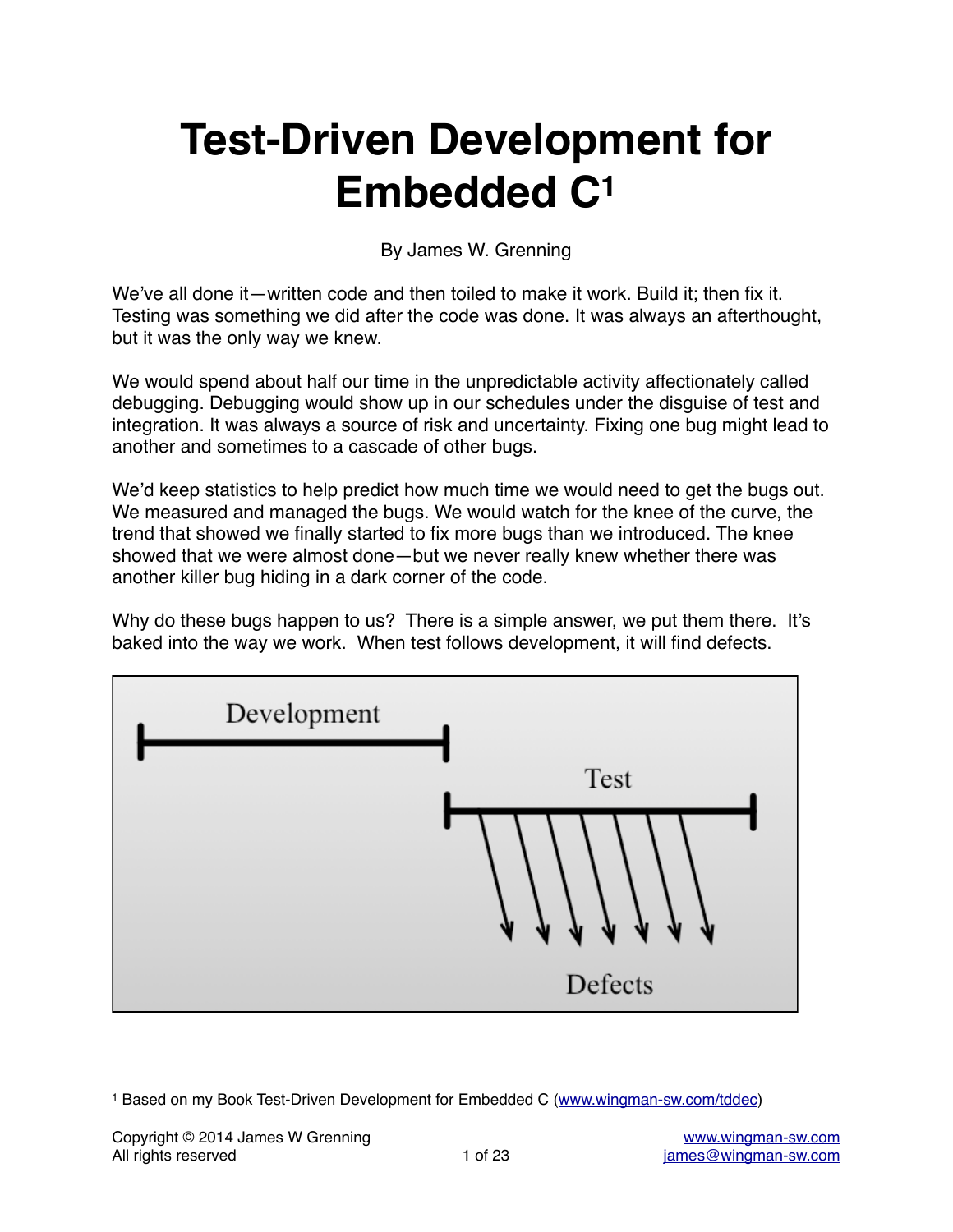# Test-Driven Development for Embedded C[1]

By James W. Grenning

We've all done it—written code and then toiled to make it work. Build it; then fix it. Testing was something we did after the code was done. It was always an afterthought, but it was the only way we knew.

We would spend about half our time in the unpredictable activity affectionately called debugging. Debugging would show up in our schedules under the disguise of test and integration. It was always a source of risk and uncertainty. Fixing one bug might lead to another and sometimes to a cascade of other bugs.

We'd keep statistics to help predict how much time we would need to get the bugs out. We measured and managed the bugs. We would watch for the knee of the curve, the trend that showed we finally started to fix more bugs than we introduced. The knee showed that we were almost done—but we never really knew whether there was another killer bug hiding in a dark corner of the code.

Why do these bugs happen to us? There is a simple answer, we put them there. It's baked into the way we work. When test follows development, it will find defects.

Development

Test

Defects

---

[1] Based on my Book Test-Driven Development for Embedded C (www.wingman-sw.com/tddec)

Copyright © 2014 James W Grenning
All rights reserved

www.wingman-sw.com
james@wingman-sw.com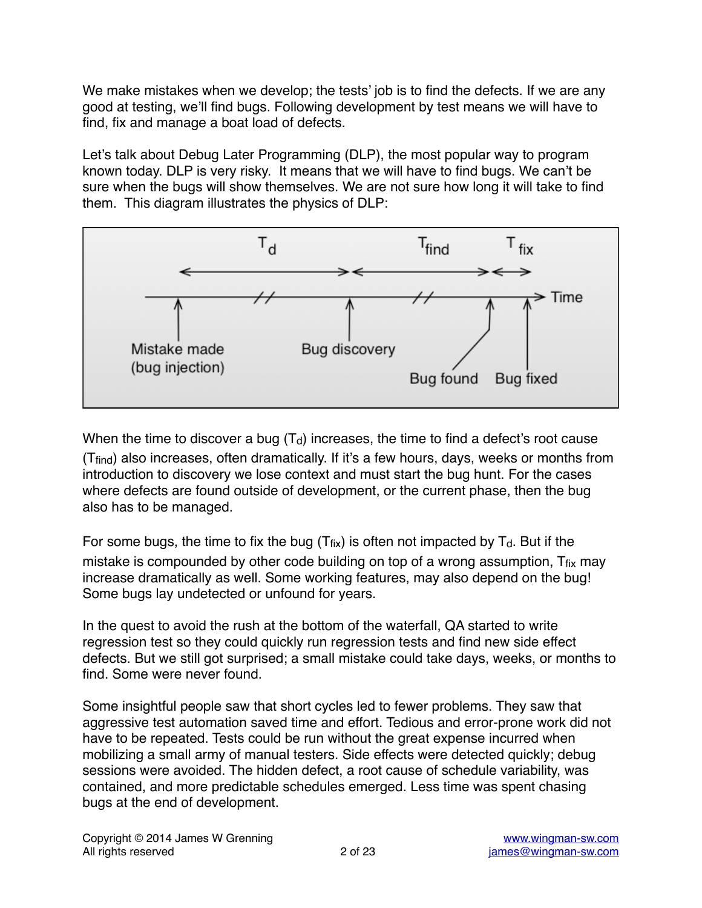We make mistakes when we develop; the tests' job is to find the defects. If we are any good at testing, we'll find bugs. Following development by test means we will have to find, fix and manage a boat load of defects.

Let's talk about Debug Later Programming (DLP), the most popular way to program known today. DLP is very risky. It means that we will have to find bugs. We can't be sure when the bugs will show themselves. We are not sure how long it will take to find them. This diagram illustrates the physics of DLP:

When the time to discover a bug ($T_d$) increases, the time to find a defect's root cause ($T_{find}$) also increases, often dramatically. If it's a few hours, days, weeks or months from introduction to discovery we lose context and must start the bug hunt. For the cases where defects are found outside of development, or the current phase, then the bug also has to be managed.

For some bugs, the time to fix the bug ($T_{fix}$) is often not impacted by $T_d$. But if the mistake is compounded by other code building on top of a wrong assumption, $T_{fix}$ may increase dramatically as well. Some working features, may also depend on the bug! Some bugs lay undetected or unfound for years.

In the quest to avoid the rush at the bottom of the waterfall, QA started to write regression test so they could quickly run regression tests and find new side effect defects. But we still got surprised; a small mistake could take days, weeks, or months to find. Some were never found.

Some insightful people saw that short cycles led to fewer problems. They saw that aggressive test automation saved time and effort. Tedious and error-prone work did not have to be repeated. Tests could be run without the great expense incurred when mobilizing a small army of manual testers. Side effects were detected quickly; debug sessions were avoided. The hidden defect, a root cause of schedule variability, was contained, and more predictable schedules emerged. Less time was spent chasing bugs at the end of development.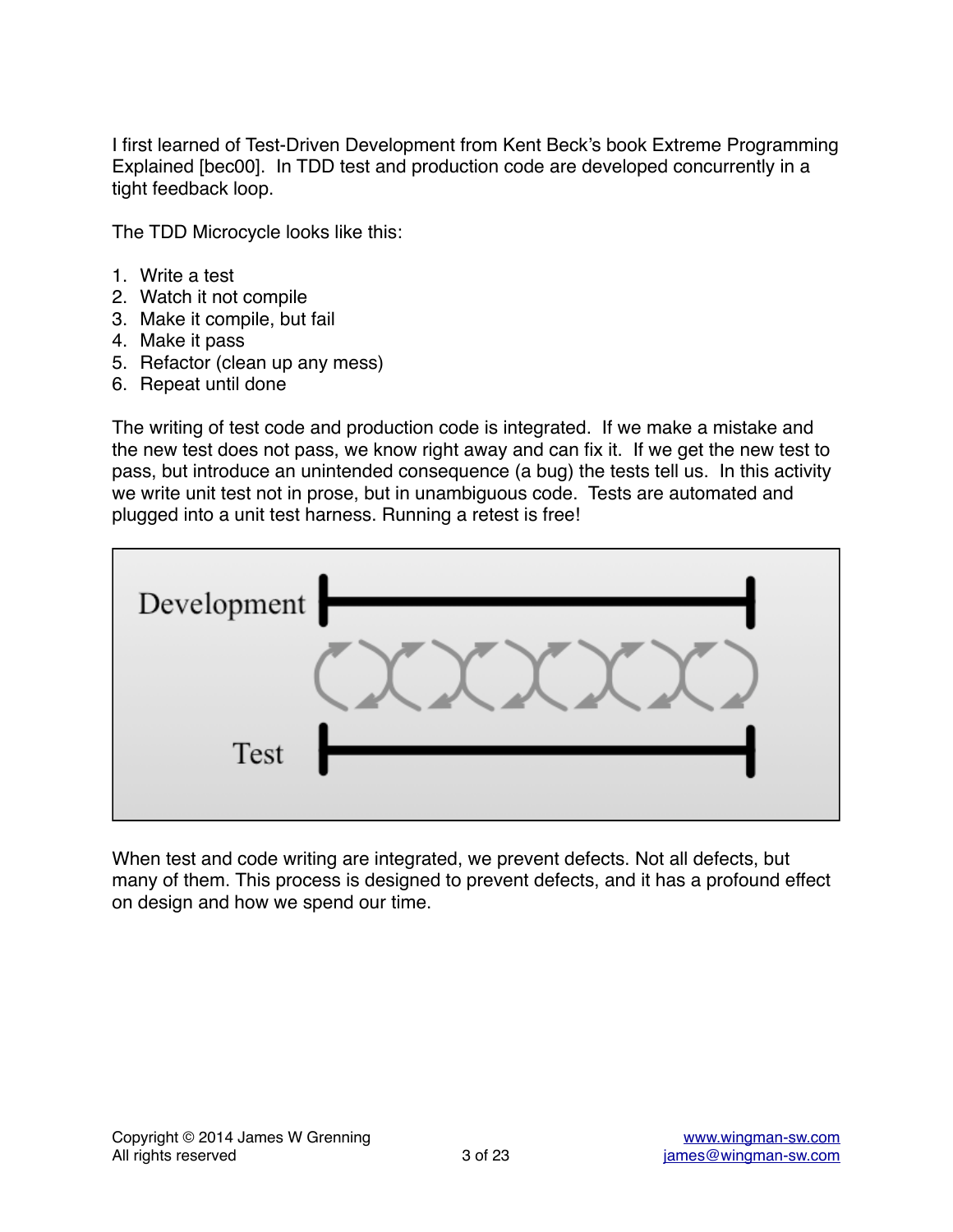I first learned of Test-Driven Development from Kent Beck's book Extreme Programming Explained [bec00]. In TDD test and production code are developed concurrently in a tight feedback loop.

The TDD Microcycle looks like this:

1. Write a test
2. Watch it not compile
3. Make it compile, but fail
4. Make it pass
5. Refactor (clean up any mess)
6. Repeat until done

The writing of test code and production code is integrated. If we make a mistake and the new test does not pass, we know right away and can fix it. If we get the new test to pass, but introduce an unintended consequence (a bug) the tests tell us. In this activity we write unit test not in prose, but in unambiguous code. Tests are automated and plugged into a unit test harness. Running a retest is free!

Development

Test

When test and code writing are integrated, we prevent defects. Not all defects, but many of them. This process is designed to prevent defects, and it has a profound effect on design and how we spend our time.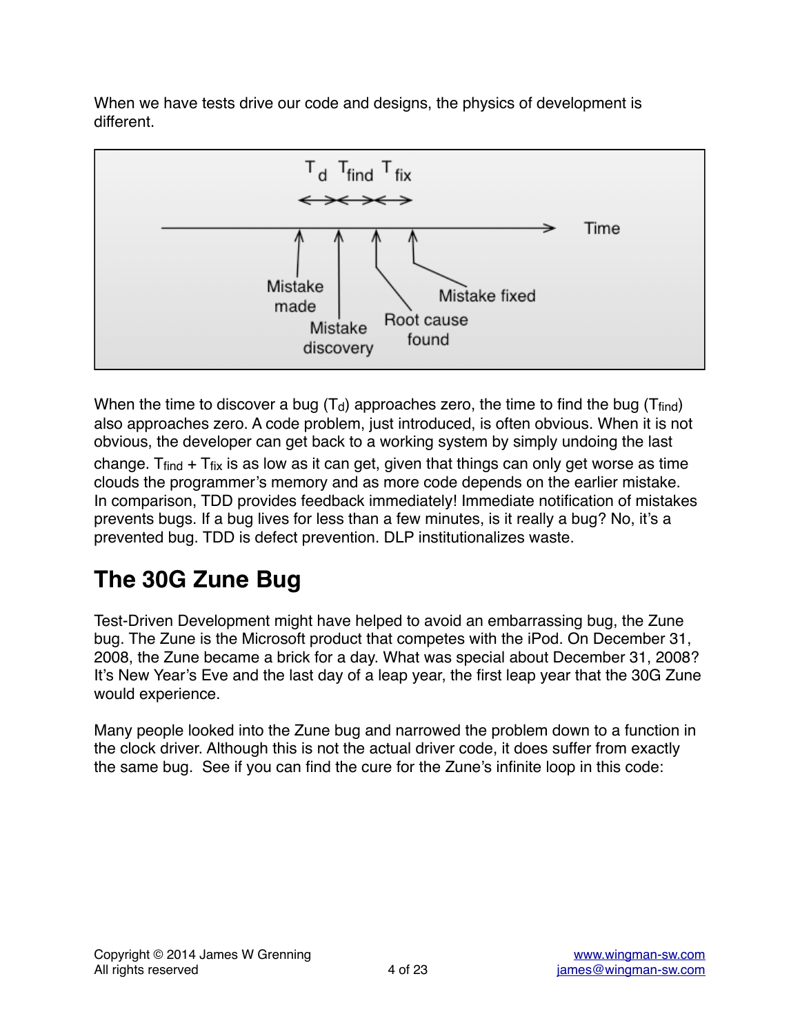When we have tests drive our code and designs, the physics of development is different.

When the time to discover a bug ($T_d$) approaches zero, the time to find the bug ($T_{find}$) also approaches zero. A code problem, just introduced, is often obvious. When it is not obvious, the developer can get back to a working system by simply undoing the last change. $T_{find}$ + $T_{fix}$ is as low as it can get, given that things can only get worse as time clouds the programmer's memory and as more code depends on the earlier mistake. In comparison, TDD provides feedback immediately! Immediate notification of mistakes prevents bugs. If a bug lives for less than a few minutes, is it really a bug? No, it's a prevented bug. TDD is defect prevention. DLP institutionalizes waste.

## The 30G Zune Bug

Test-Driven Development might have helped to avoid an embarrassing bug, the Zune bug. The Zune is the Microsoft product that competes with the iPod. On December 31, 2008, the Zune became a brick for a day. What was special about December 31, 2008? It's New Year's Eve and the last day of a leap year, the first leap year that the 30G Zune would experience.

Many people looked into the Zune bug and narrowed the problem down to a function in the clock driver. Although this is not the actual driver code, it does suffer from exactly the same bug. See if you can find the cure for the Zune's infinite loop in this code: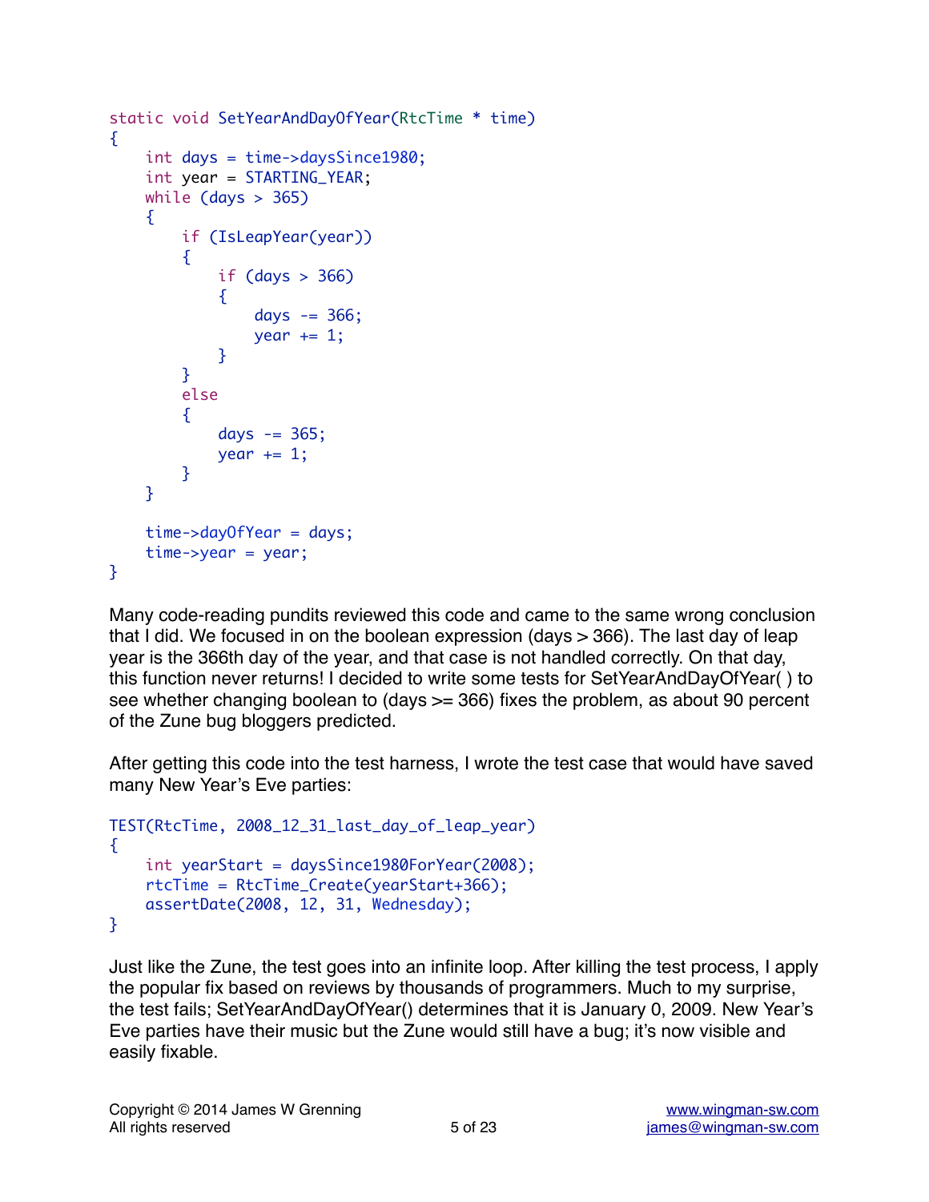```
static void SetYearAndDayOfYear(RtcTime * time)
{
    int days = time->daysSince1980;
    int year = STARTING_YEAR;
    while (days > 365)
    {
        if (IsLeapYear(year))
        {
            if (days > 366)
            {
                days -= 366;
                year += 1;
            }
        }
        else
        {
            days -= 365;
            year += 1;
        }
    }

    time->dayOfYear = days;
    time->year = year;
}
```

Many code-reading pundits reviewed this code and came to the same wrong conclusion that I did. We focused in on the boolean expression (days > 366). The last day of leap year is the 366th day of the year, and that case is not handled correctly. On that day, this function never returns! I decided to write some tests for SetYearAndDayOfYear( ) to see whether changing boolean to (days >= 366) fixes the problem, as about 90 percent of the Zune bug bloggers predicted.

After getting this code into the test harness, I wrote the test case that would have saved many New Year's Eve parties:

```
TEST(RtcTime, 2008_12_31_last_day_of_leap_year)
{
    int yearStart = daysSince1980ForYear(2008);
    rtcTime = RtcTime_Create(yearStart+366);
    assertDate(2008, 12, 31, Wednesday);
}
```

Just like the Zune, the test goes into an infinite loop. After killing the test process, I apply the popular fix based on reviews by thousands of programmers. Much to my surprise, the test fails; SetYearAndDayOfYear() determines that it is January 0, 2009. New Year's Eve parties have their music but the Zune would still have a bug; it's now visible and easily fixable.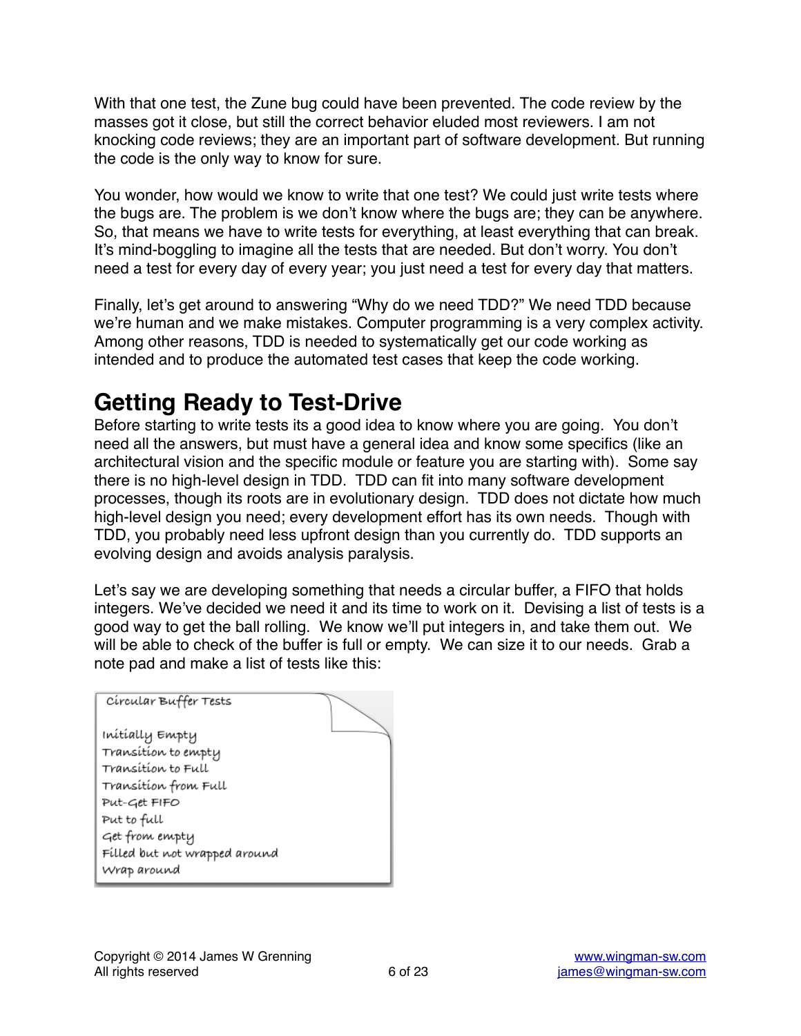With that one test, the Zune bug could have been prevented. The code review by the masses got it close, but still the correct behavior eluded most reviewers. I am not knocking code reviews; they are an important part of software development. But running the code is the only way to know for sure.

You wonder, how would we know to write that one test? We could just write tests where the bugs are. The problem is we don't know where the bugs are; they can be anywhere. So, that means we have to write tests for everything, at least everything that can break. It's mind-boggling to imagine all the tests that are needed. But don't worry. You don't need a test for every day of every year; you just need a test for every day that matters.

Finally, let's get around to answering "Why do we need TDD?" We need TDD because we're human and we make mistakes. Computer programming is a very complex activity. Among other reasons, TDD is needed to systematically get our code working as intended and to produce the automated test cases that keep the code working.

# Getting Ready to Test-Drive

Before starting to write tests its a good idea to know where you are going. You don't need all the answers, but must have a general idea and know some specifics (like an architectural vision and the specific module or feature you are starting with). Some say there is no high-level design in TDD. TDD can fit into many software development processes, though its roots are in evolutionary design. TDD does not dictate how much high-level design you need; every development effort has its own needs. Though with TDD, you probably need less upfront design than you currently do. TDD supports an evolving design and avoids analysis paralysis.

Let's say we are developing something that needs a circular buffer, a FIFO that holds integers. We've decided we need it and its time to work on it. Devising a list of tests is a good way to get the ball rolling. We know we'll put integers in, and take them out. We will be able to check of the buffer is full or empty. We can size it to our needs. Grab a note pad and make a list of tests like this:

Circular Buffer Tests

- Initially Empty
- Transition to empty
- Transition to Full
- Transition from Full
- Put-Get FIFO
- Put to full
- Get from empty
- Filled but not wrapped around
- Wrap around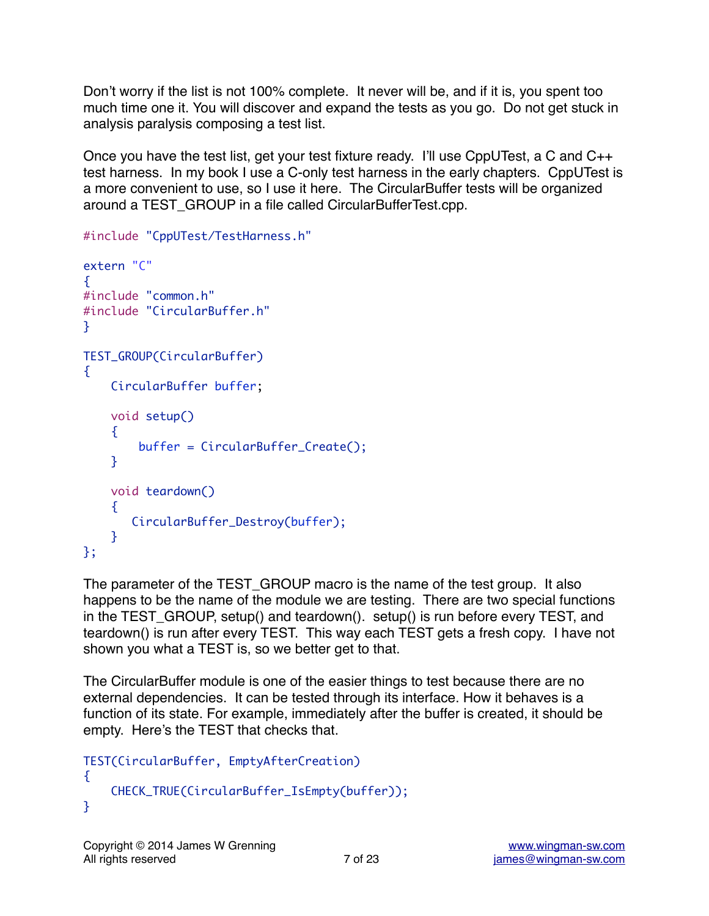Don't worry if the list is not 100% complete. It never will be, and if it is, you spent too much time one it. You will discover and expand the tests as you go. Do not get stuck in analysis paralysis composing a test list.

Once you have the test list, get your test fixture ready. I'll use CppUTest, a C and C++ test harness. In my book I use a C-only test harness in the early chapters. CppUTest is a more convenient to use, so I use it here. The CircularBuffer tests will be organized around a TEST_GROUP in a file called CircularBufferTest.cpp.

```
#include "CppUTest/TestHarness.h"

extern "C"
{
#include "common.h"
#include "CircularBuffer.h"
}

TEST_GROUP(CircularBuffer)
{
    CircularBuffer buffer;

    void setup()
    {
        buffer = CircularBuffer_Create();
    }

    void teardown()
    {
       CircularBuffer_Destroy(buffer);
    }
};
```

The parameter of the TEST_GROUP macro is the name of the test group. It also happens to be the name of the module we are testing. There are two special functions in the TEST_GROUP, setup() and teardown(). setup() is run before every TEST, and teardown() is run after every TEST. This way each TEST gets a fresh copy. I have not shown you what a TEST is, so we better get to that.

The CircularBuffer module is one of the easier things to test because there are no external dependencies. It can be tested through its interface. How it behaves is a function of its state. For example, immediately after the buffer is created, it should be empty. Here's the TEST that checks that.

```
TEST(CircularBuffer, EmptyAfterCreation)
{
    CHECK_TRUE(CircularBuffer_IsEmpty(buffer));
}
```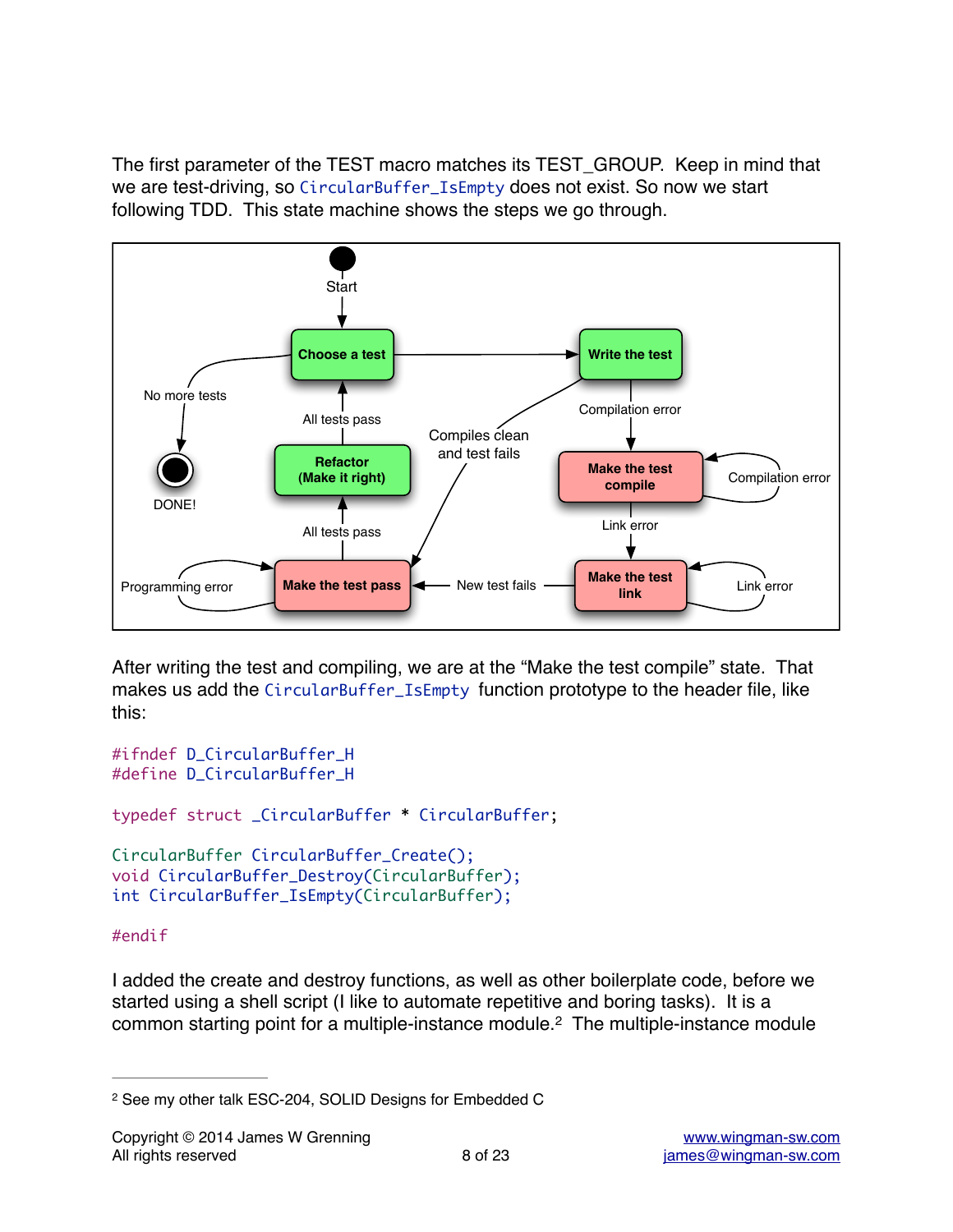The first parameter of the TEST macro matches its TEST_GROUP. Keep in mind that we are test-driving, so `CircularBuffer_IsEmpty` does not exist. So now we start following TDD. This state machine shows the steps we go through.

After writing the test and compiling, we are at the "Make the test compile" state. That makes us add the `CircularBuffer_IsEmpty` function prototype to the header file, like this:

```
#ifndef D_CircularBuffer_H
#define D_CircularBuffer_H

typedef struct _CircularBuffer * CircularBuffer;

CircularBuffer CircularBuffer_Create();
void CircularBuffer_Destroy(CircularBuffer);
int CircularBuffer_IsEmpty(CircularBuffer);

#endif
```

I added the create and destroy functions, as well as other boilerplate code, before we started using a shell script (I like to automate repetitive and boring tasks). It is a common starting point for a multiple-instance module.[2] The multiple-instance module

[2] See my other talk ESC-204, SOLID Designs for Embedded C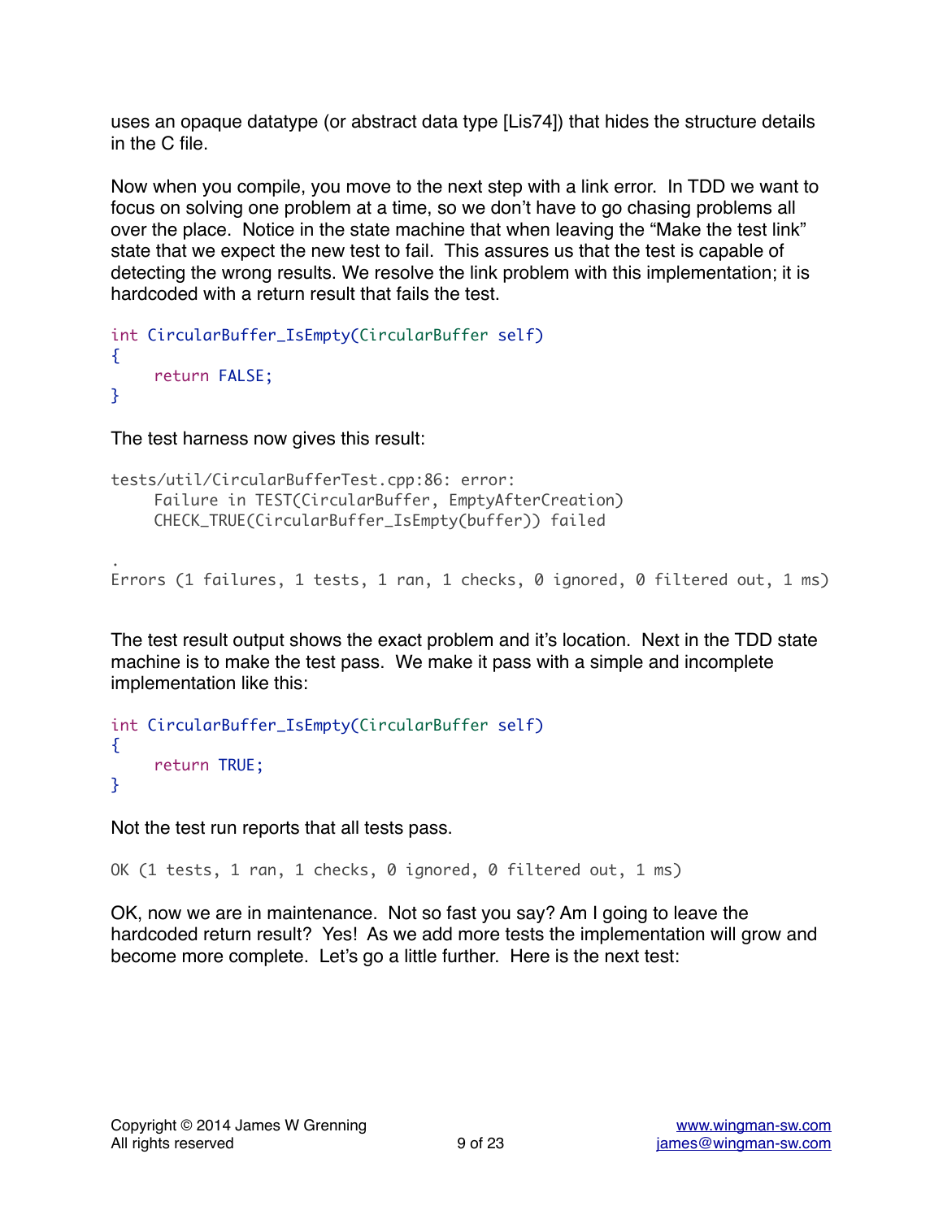uses an opaque datatype (or abstract data type [Lis74]) that hides the structure details in the C file.

Now when you compile, you move to the next step with a link error. In TDD we want to focus on solving one problem at a time, so we don't have to go chasing problems all over the place. Notice in the state machine that when leaving the "Make the test link" state that we expect the new test to fail. This assures us that the test is capable of detecting the wrong results. We resolve the link problem with this implementation; it is hardcoded with a return result that fails the test.

```
int CircularBuffer_IsEmpty(CircularBuffer self)
{
    return FALSE;
}
```

The test harness now gives this result:

```
tests/util/CircularBufferTest.cpp:86: error:
    Failure in TEST(CircularBuffer, EmptyAfterCreation)
    CHECK_TRUE(CircularBuffer_IsEmpty(buffer)) failed

.
Errors (1 failures, 1 tests, 1 ran, 1 checks, 0 ignored, 0 filtered out, 1 ms)
```

The test result output shows the exact problem and it's location. Next in the TDD state machine is to make the test pass. We make it pass with a simple and incomplete implementation like this:

```
int CircularBuffer_IsEmpty(CircularBuffer self)
{
    return TRUE;
}
```

Not the test run reports that all tests pass.

```
OK (1 tests, 1 ran, 1 checks, 0 ignored, 0 filtered out, 1 ms)
```

OK, now we are in maintenance. Not so fast you say? Am I going to leave the hardcoded return result? Yes! As we add more tests the implementation will grow and become more complete. Let's go a little further. Here is the next test: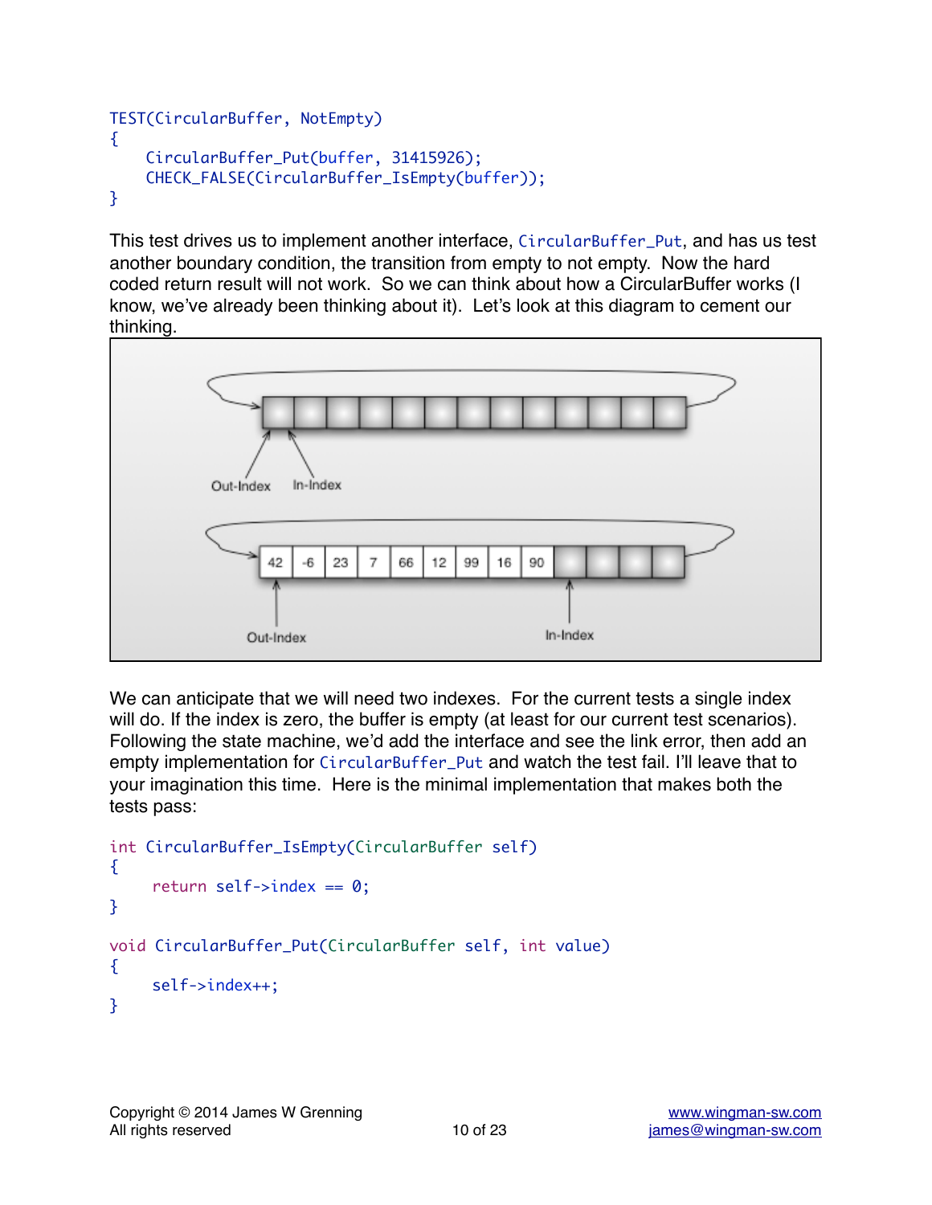```
TEST(CircularBuffer, NotEmpty)
{
    CircularBuffer_Put(buffer, 31415926);
    CHECK_FALSE(CircularBuffer_IsEmpty(buffer));
}
```

This test drives us to implement another interface, `CircularBuffer_Put`, and has us test another boundary condition, the transition from empty to not empty. Now the hard coded return result will not work. So we can think about how a CircularBuffer works (I know, we've already been thinking about it). Let's look at this diagram to cement our thinking.

We can anticipate that we will need two indexes. For the current tests a single index will do. If the index is zero, the buffer is empty (at least for our current test scenarios). Following the state machine, we'd add the interface and see the link error, then add an empty implementation for `CircularBuffer_Put` and watch the test fail. I'll leave that to your imagination this time. Here is the minimal implementation that makes both the tests pass:

```
int CircularBuffer_IsEmpty(CircularBuffer self)
{
    return self->index == 0;
}

void CircularBuffer_Put(CircularBuffer self, int value)
{
    self->index++;
}
```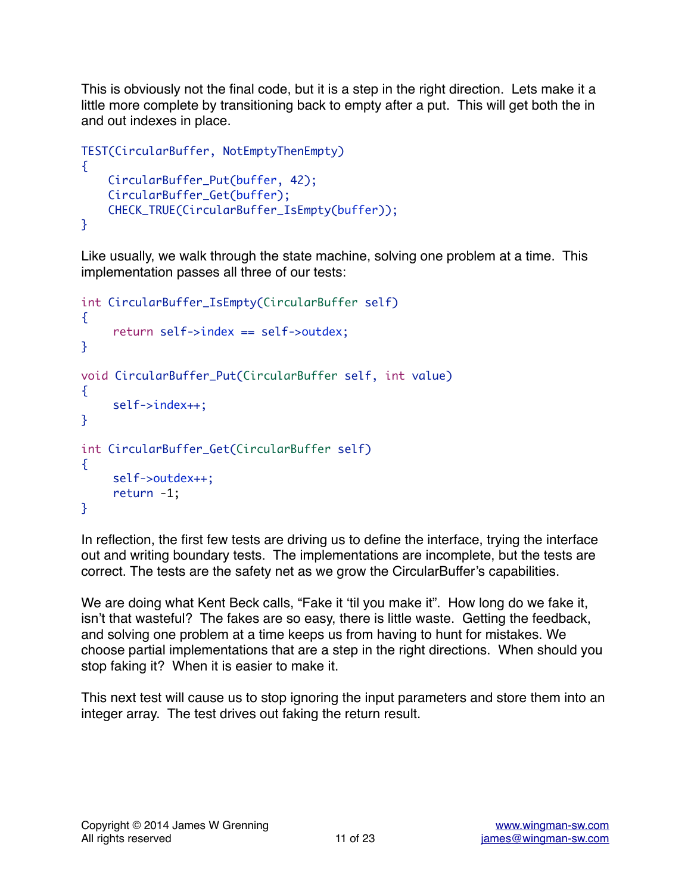This is obviously not the final code, but it is a step in the right direction. Lets make it a little more complete by transitioning back to empty after a put. This will get both the in and out indexes in place.

```
TEST(CircularBuffer, NotEmptyThenEmpty)
{
    CircularBuffer_Put(buffer, 42);
    CircularBuffer_Get(buffer);
    CHECK_TRUE(CircularBuffer_IsEmpty(buffer));
}
```

Like usually, we walk through the state machine, solving one problem at a time. This implementation passes all three of our tests:

```
int CircularBuffer_IsEmpty(CircularBuffer self)
{
     return self->index == self->outdex;
}

void CircularBuffer_Put(CircularBuffer self, int value)
{
     self->index++;
}

int CircularBuffer_Get(CircularBuffer self)
{
     self->outdex++;
     return -1;
}
```

In reflection, the first few tests are driving us to define the interface, trying the interface out and writing boundary tests. The implementations are incomplete, but the tests are correct. The tests are the safety net as we grow the CircularBuffer's capabilities.

We are doing what Kent Beck calls, "Fake it 'til you make it". How long do we fake it, isn't that wasteful? The fakes are so easy, there is little waste. Getting the feedback, and solving one problem at a time keeps us from having to hunt for mistakes. We choose partial implementations that are a step in the right directions. When should you stop faking it? When it is easier to make it.

This next test will cause us to stop ignoring the input parameters and store them into an integer array. The test drives out faking the return result.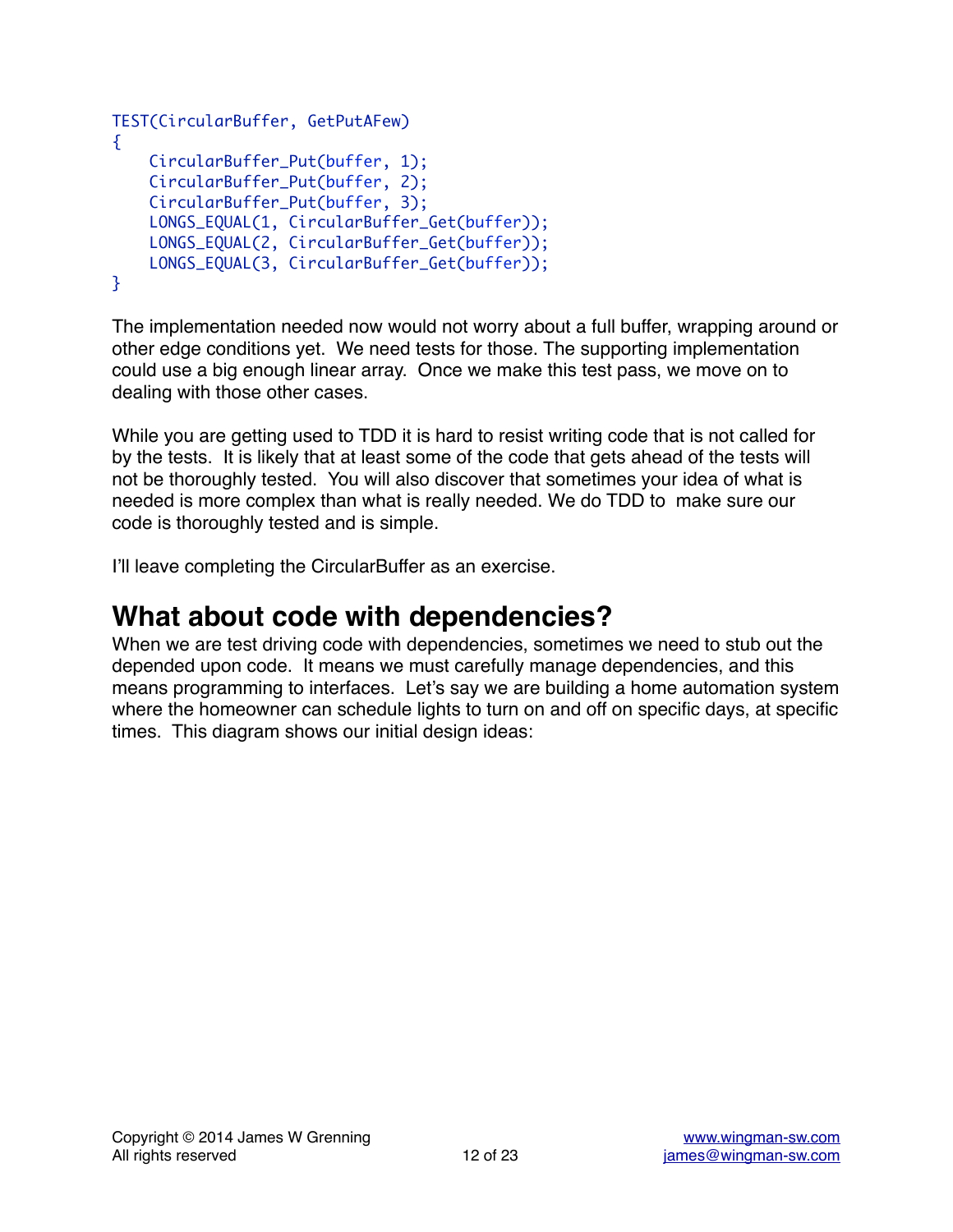```
TEST(CircularBuffer, GetPutAFew)
{
    CircularBuffer_Put(buffer, 1);
    CircularBuffer_Put(buffer, 2);
    CircularBuffer_Put(buffer, 3);
    LONGS_EQUAL(1, CircularBuffer_Get(buffer));
    LONGS_EQUAL(2, CircularBuffer_Get(buffer));
    LONGS_EQUAL(3, CircularBuffer_Get(buffer));
}
```

The implementation needed now would not worry about a full buffer, wrapping around or other edge conditions yet. We need tests for those. The supporting implementation could use a big enough linear array. Once we make this test pass, we move on to dealing with those other cases.

While you are getting used to TDD it is hard to resist writing code that is not called for by the tests. It is likely that at least some of the code that gets ahead of the tests will not be thoroughly tested. You will also discover that sometimes your idea of what is needed is more complex than what is really needed. We do TDD to make sure our code is thoroughly tested and is simple.

I'll leave completing the CircularBuffer as an exercise.

## What about code with dependencies?

When we are test driving code with dependencies, sometimes we need to stub out the depended upon code. It means we must carefully manage dependencies, and this means programming to interfaces. Let's say we are building a home automation system where the homeowner can schedule lights to turn on and off on specific days, at specific times. This diagram shows our initial design ideas: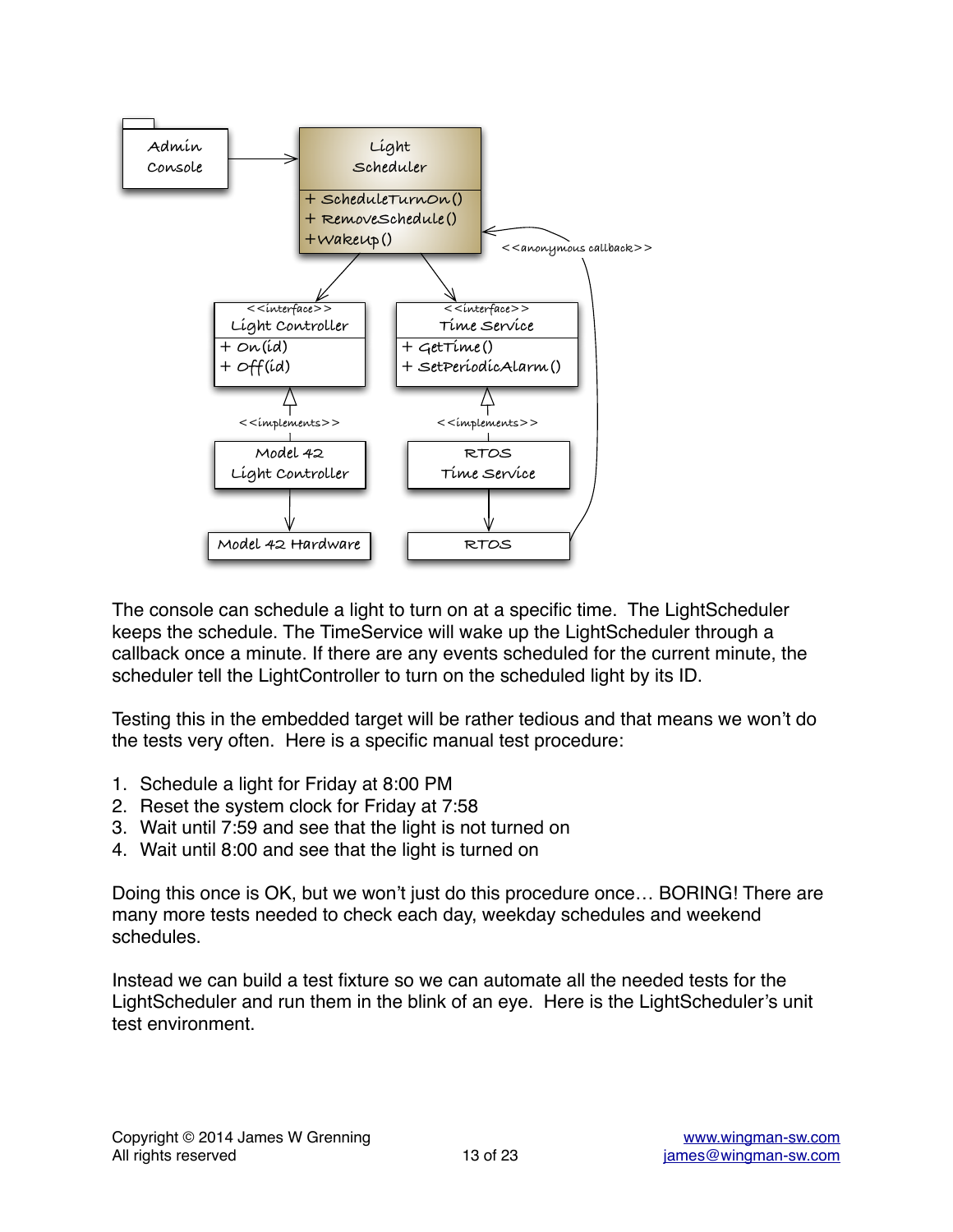The console can schedule a light to turn on at a specific time. The LightScheduler keeps the schedule. The TimeService will wake up the LightScheduler through a callback once a minute. If there are any events scheduled for the current minute, the scheduler tell the LightController to turn on the scheduled light by its ID.

Testing this in the embedded target will be rather tedious and that means we won't do the tests very often. Here is a specific manual test procedure:

1. Schedule a light for Friday at 8:00 PM
2. Reset the system clock for Friday at 7:58
3. Wait until 7:59 and see that the light is not turned on
4. Wait until 8:00 and see that the light is turned on

Doing this once is OK, but we won't just do this procedure once… BORING! There are many more tests needed to check each day, weekday schedules and weekend schedules.

Instead we can build a test fixture so we can automate all the needed tests for the LightScheduler and run them in the blink of an eye. Here is the LightScheduler's unit test environment.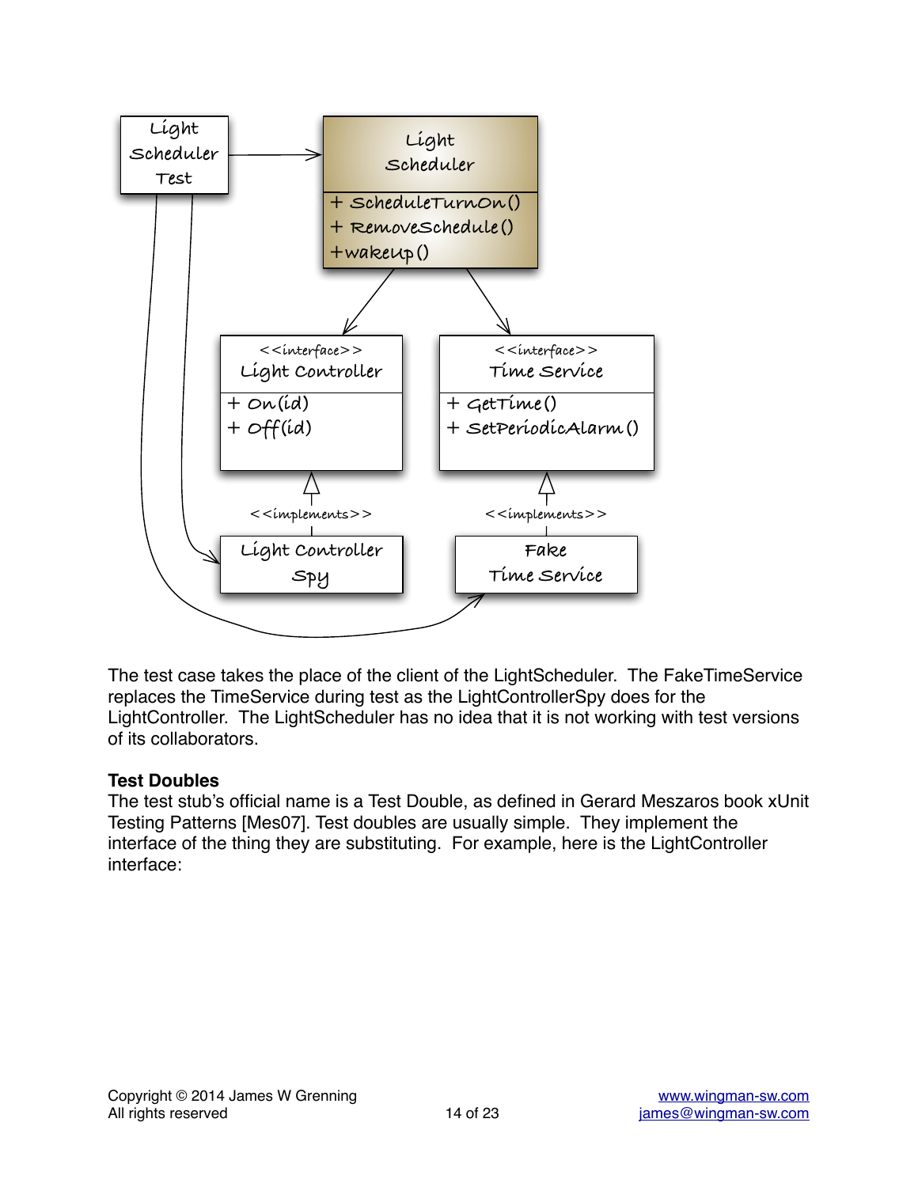The test case takes the place of the client of the LightScheduler. The FakeTimeService replaces the TimeService during test as the LightControllerSpy does for the LightController. The LightScheduler has no idea that it is not working with test versions of its collaborators.

**Test Doubles**

The test stub's official name is a Test Double, as defined in Gerard Meszaros book xUnit Testing Patterns [Mes07]. Test doubles are usually simple. They implement the interface of the thing they are substituting. For example, here is the LightController interface: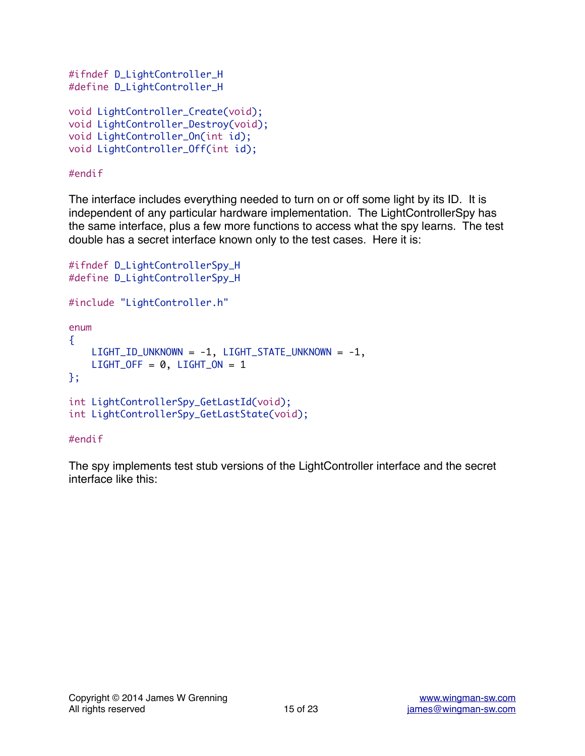```
#ifndef D_LightController_H
#define D_LightController_H

void LightController_Create(void);
void LightController_Destroy(void);
void LightController_On(int id);
void LightController_Off(int id);

#endif
```

The interface includes everything needed to turn on or off some light by its ID. It is independent of any particular hardware implementation. The LightControllerSpy has the same interface, plus a few more functions to access what the spy learns. The test double has a secret interface known only to the test cases. Here it is:

```
#ifndef D_LightControllerSpy_H
#define D_LightControllerSpy_H

#include "LightController.h"

enum
{
    LIGHT_ID_UNKNOWN = -1, LIGHT_STATE_UNKNOWN = -1,
    LIGHT_OFF = 0, LIGHT_ON = 1
};

int LightControllerSpy_GetLastId(void);
int LightControllerSpy_GetLastState(void);

#endif
```

The spy implements test stub versions of the LightController interface and the secret interface like this: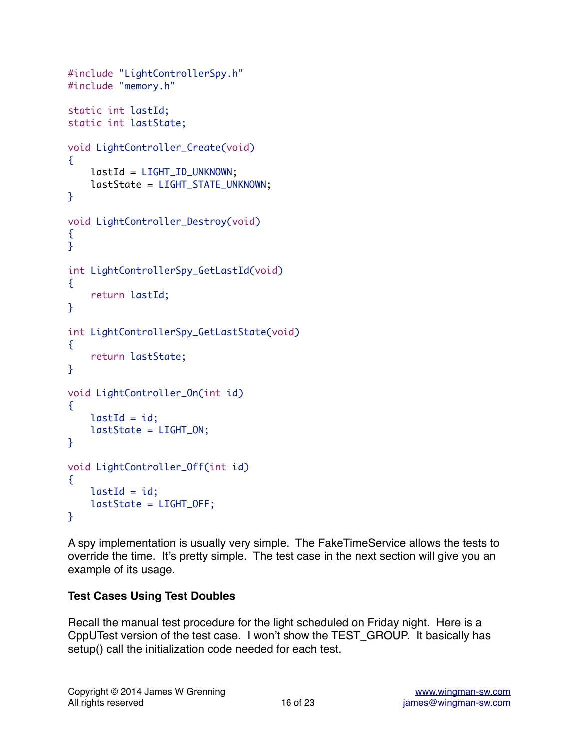```c
#include "LightControllerSpy.h"
#include "memory.h"

static int lastId;
static int lastState;

void LightController_Create(void)
{
    lastId = LIGHT_ID_UNKNOWN;
    lastState = LIGHT_STATE_UNKNOWN;
}

void LightController_Destroy(void)
{
}

int LightControllerSpy_GetLastId(void)
{
    return lastId;
}

int LightControllerSpy_GetLastState(void)
{
    return lastState;
}

void LightController_On(int id)
{
    lastId = id;
    lastState = LIGHT_ON;
}

void LightController_Off(int id)
{
    lastId = id;
    lastState = LIGHT_OFF;
}
```

A spy implementation is usually very simple. The FakeTimeService allows the tests to override the time. It's pretty simple. The test case in the next section will give you an example of its usage.

### Test Cases Using Test Doubles

Recall the manual test procedure for the light scheduled on Friday night. Here is a CppUTest version of the test case. I won't show the TEST_GROUP. It basically has setup() call the initialization code needed for each test.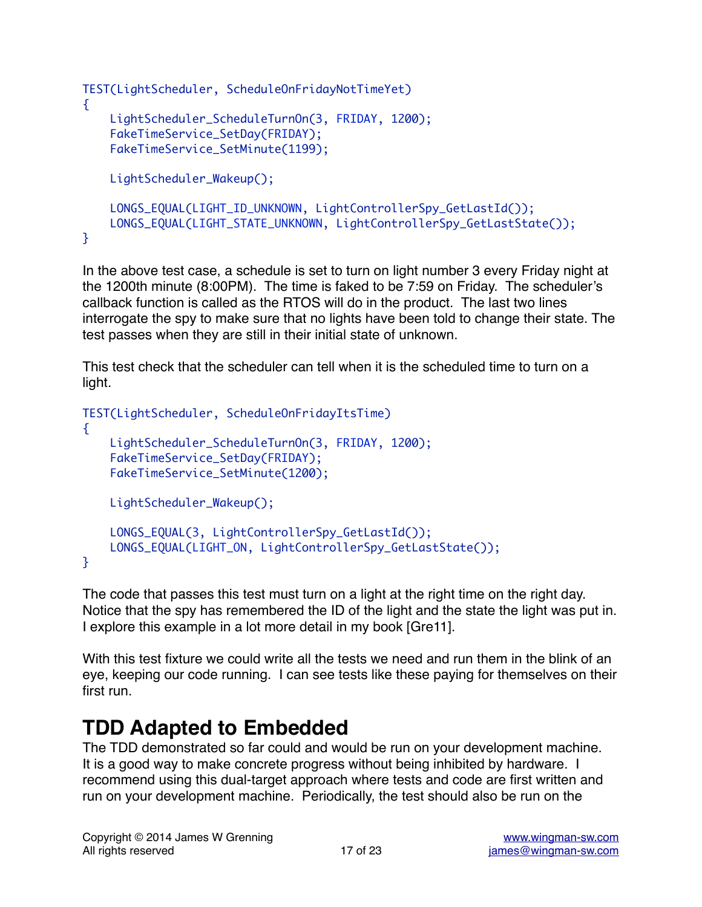```
TEST(LightScheduler, ScheduleOnFridayNotTimeYet)
{
    LightScheduler_ScheduleTurnOn(3, FRIDAY, 1200);
    FakeTimeService_SetDay(FRIDAY);
    FakeTimeService_SetMinute(1199);

    LightScheduler_Wakeup();

    LONGS_EQUAL(LIGHT_ID_UNKNOWN, LightControllerSpy_GetLastId());
    LONGS_EQUAL(LIGHT_STATE_UNKNOWN, LightControllerSpy_GetLastState());
}
```

In the above test case, a schedule is set to turn on light number 3 every Friday night at the 1200th minute (8:00PM). The time is faked to be 7:59 on Friday. The scheduler's callback function is called as the RTOS will do in the product. The last two lines interrogate the spy to make sure that no lights have been told to change their state. The test passes when they are still in their initial state of unknown.

This test check that the scheduler can tell when it is the scheduled time to turn on a light.

```
TEST(LightScheduler, ScheduleOnFridayItsTime)
{
    LightScheduler_ScheduleTurnOn(3, FRIDAY, 1200);
    FakeTimeService_SetDay(FRIDAY);
    FakeTimeService_SetMinute(1200);

    LightScheduler_Wakeup();

    LONGS_EQUAL(3, LightControllerSpy_GetLastId());
    LONGS_EQUAL(LIGHT_ON, LightControllerSpy_GetLastState());
}
```

The code that passes this test must turn on a light at the right time on the right day. Notice that the spy has remembered the ID of the light and the state the light was put in. I explore this example in a lot more detail in my book [Gre11].

With this test fixture we could write all the tests we need and run them in the blink of an eye, keeping our code running. I can see tests like these paying for themselves on their first run.

# TDD Adapted to Embedded

The TDD demonstrated so far could and would be run on your development machine. It is a good way to make concrete progress without being inhibited by hardware. I recommend using this dual-target approach where tests and code are first written and run on your development machine. Periodically, the test should also be run on the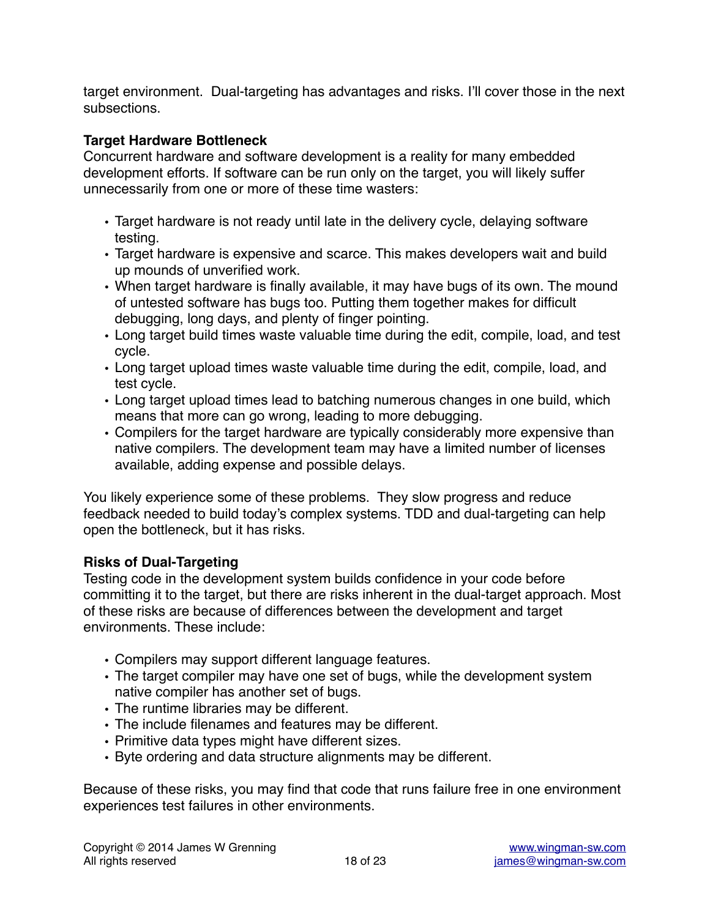target environment. Dual-targeting has advantages and risks. I'll cover those in the next subsections.

### Target Hardware Bottleneck

Concurrent hardware and software development is a reality for many embedded development efforts. If software can be run only on the target, you will likely suffer unnecessarily from one or more of these time wasters:

- Target hardware is not ready until late in the delivery cycle, delaying software testing.
- Target hardware is expensive and scarce. This makes developers wait and build up mounds of unverified work.
- When target hardware is finally available, it may have bugs of its own. The mound of untested software has bugs too. Putting them together makes for difficult debugging, long days, and plenty of finger pointing.
- Long target build times waste valuable time during the edit, compile, load, and test cycle.
- Long target upload times waste valuable time during the edit, compile, load, and test cycle.
- Long target upload times lead to batching numerous changes in one build, which means that more can go wrong, leading to more debugging.
- Compilers for the target hardware are typically considerably more expensive than native compilers. The development team may have a limited number of licenses available, adding expense and possible delays.

You likely experience some of these problems. They slow progress and reduce feedback needed to build today's complex systems. TDD and dual-targeting can help open the bottleneck, but it has risks.

### Risks of Dual-Targeting

Testing code in the development system builds confidence in your code before committing it to the target, but there are risks inherent in the dual-target approach. Most of these risks are because of differences between the development and target environments. These include:

- Compilers may support different language features.
- The target compiler may have one set of bugs, while the development system native compiler has another set of bugs.
- The runtime libraries may be different.
- The include filenames and features may be different.
- Primitive data types might have different sizes.
- Byte ordering and data structure alignments may be different.

Because of these risks, you may find that code that runs failure free in one environment experiences test failures in other environments.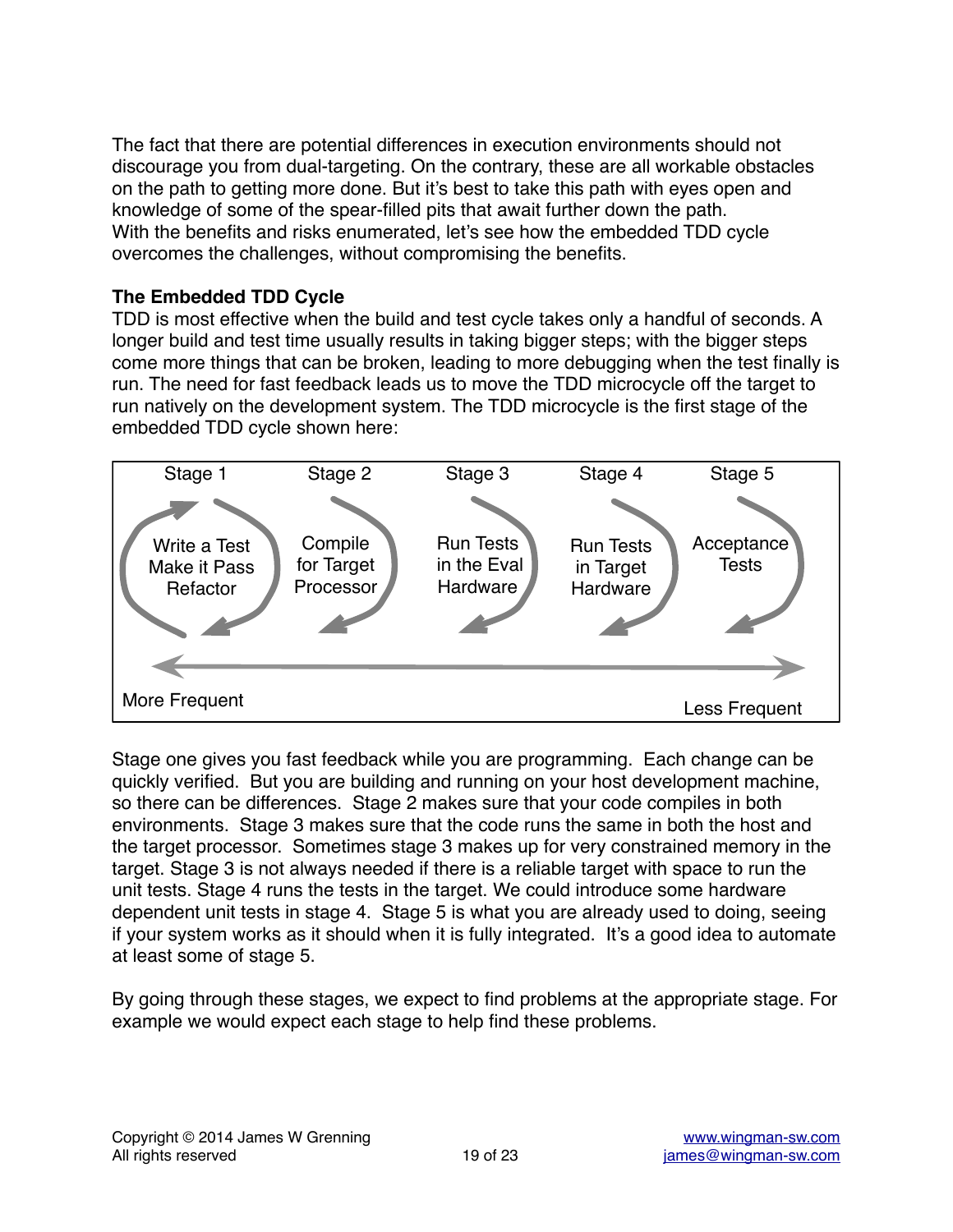The fact that there are potential differences in execution environments should not discourage you from dual-targeting. On the contrary, these are all workable obstacles on the path to getting more done. But it's best to take this path with eyes open and knowledge of some of the spear-filled pits that await further down the path.
With the benefits and risks enumerated, let's see how the embedded TDD cycle overcomes the challenges, without compromising the benefits.

**The Embedded TDD Cycle**
TDD is most effective when the build and test cycle takes only a handful of seconds. A longer build and test time usually results in taking bigger steps; with the bigger steps come more things that can be broken, leading to more debugging when the test finally is run. The need for fast feedback leads us to move the TDD microcycle off the target to run natively on the development system. The TDD microcycle is the first stage of the embedded TDD cycle shown here:

| Stage 1 | Stage 2 | Stage 3 | Stage 4 | Stage 5 |
|---|---|---|---|---|
| Write a Test Make it Pass Refactor | Compile for Target Processor | Run Tests in the Eval Hardware | Run Tests in Target Hardware | Acceptance Tests |

More Frequent ⟷ Less Frequent

Stage one gives you fast feedback while you are programming. Each change can be quickly verified. But you are building and running on your host development machine, so there can be differences. Stage 2 makes sure that your code compiles in both environments. Stage 3 makes sure that the code runs the same in both the host and the target processor. Sometimes stage 3 makes up for very constrained memory in the target. Stage 3 is not always needed if there is a reliable target with space to run the unit tests. Stage 4 runs the tests in the target. We could introduce some hardware dependent unit tests in stage 4. Stage 5 is what you are already used to doing, seeing if your system works as it should when it is fully integrated. It's a good idea to automate at least some of stage 5.

By going through these stages, we expect to find problems at the appropriate stage. For example we would expect each stage to help find these problems.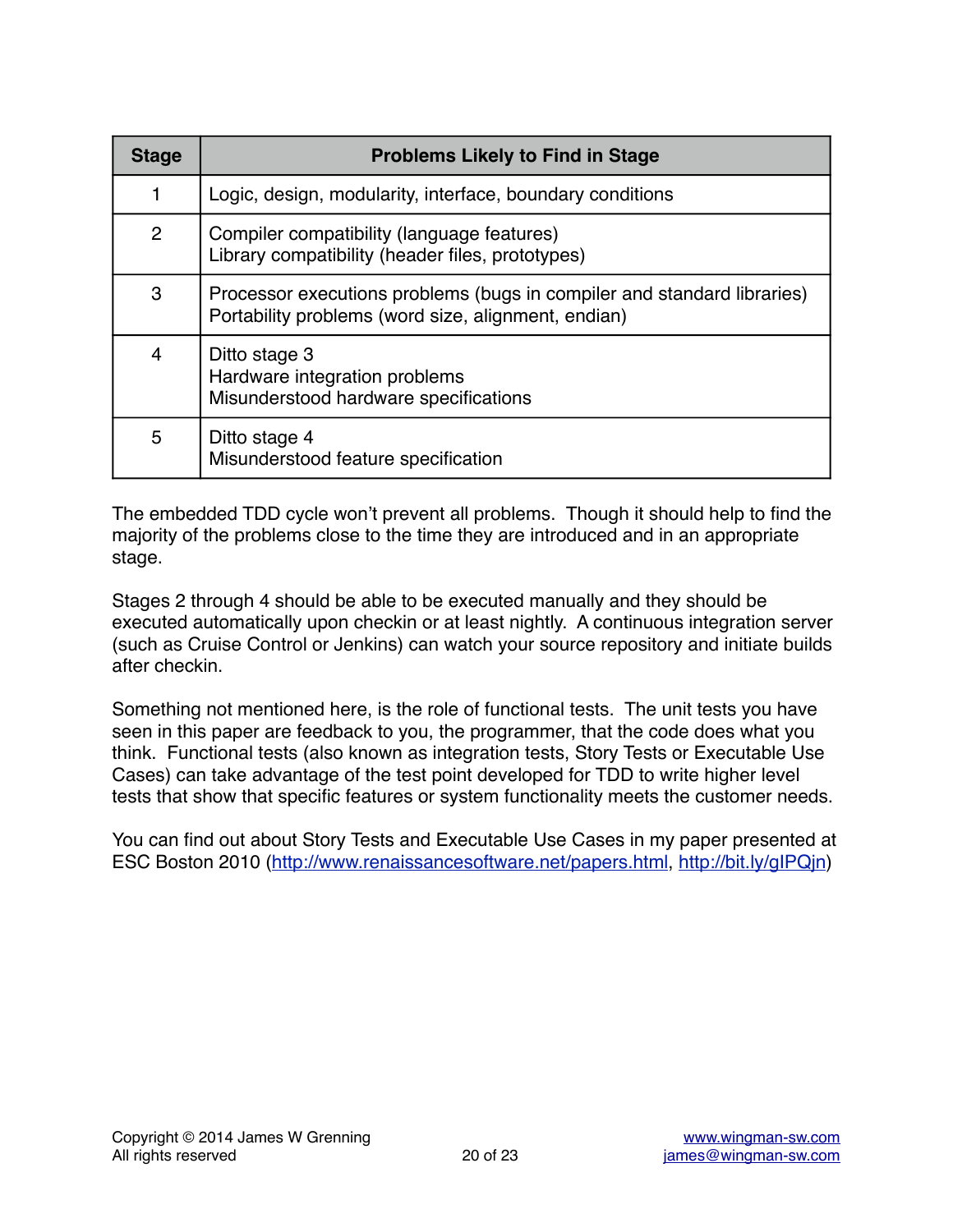| Stage | Problems Likely to Find in Stage |
|---|---|
| 1 | Logic, design, modularity, interface, boundary conditions |
| 2 | Compiler compatibility (language features)<br>Library compatibility (header files, prototypes) |
| 3 | Processor executions problems (bugs in compiler and standard libraries)<br>Portability problems (word size, alignment, endian) |
| 4 | Ditto stage 3<br>Hardware integration problems<br>Misunderstood hardware specifications |
| 5 | Ditto stage 4<br>Misunderstood feature specification |

The embedded TDD cycle won't prevent all problems. Though it should help to find the majority of the problems close to the time they are introduced and in an appropriate stage.

Stages 2 through 4 should be able to be executed manually and they should be executed automatically upon checkin or at least nightly. A continuous integration server (such as Cruise Control or Jenkins) can watch your source repository and initiate builds after checkin.

Something not mentioned here, is the role of functional tests. The unit tests you have seen in this paper are feedback to you, the programmer, that the code does what you think. Functional tests (also known as integration tests, Story Tests or Executable Use Cases) can take advantage of the test point developed for TDD to write higher level tests that show that specific features or system functionality meets the customer needs.

You can find out about Story Tests and Executable Use Cases in my paper presented at ESC Boston 2010 ([http://www.renaissancesoftware.net/papers.html](http://www.renaissancesoftware.net/papers.html), [http://bit.ly/gIPQjn](http://bit.ly/gIPQjn))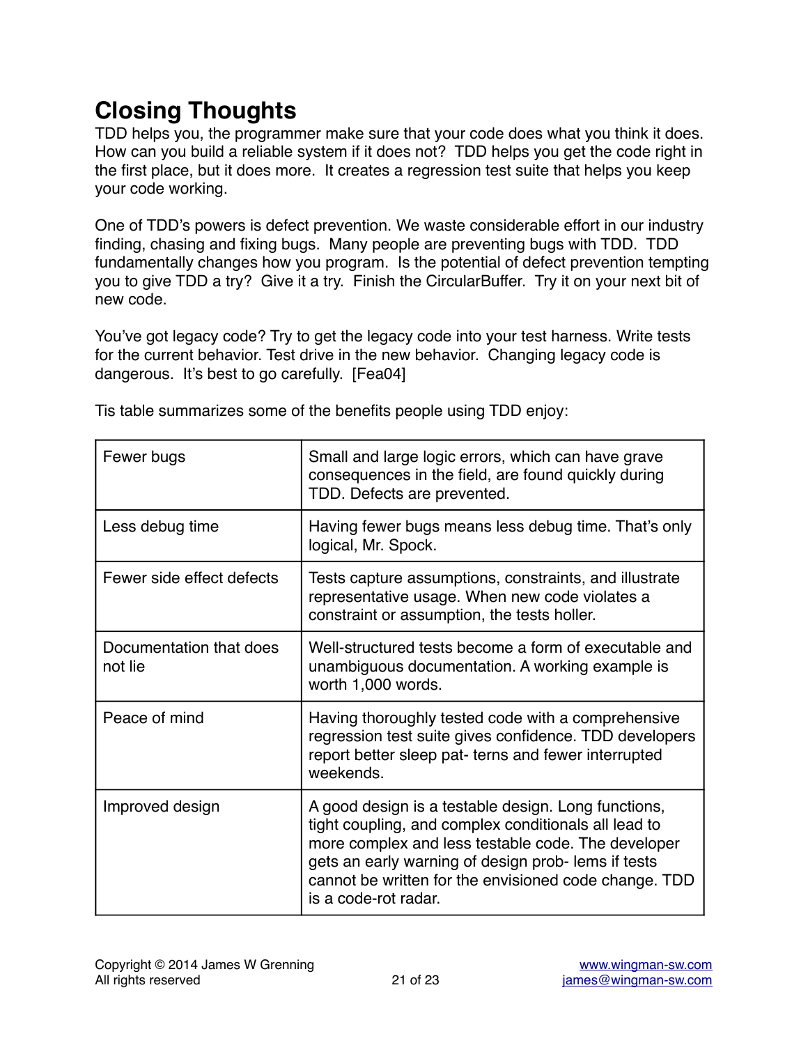# Closing Thoughts

TDD helps you, the programmer make sure that your code does what you think it does. How can you build a reliable system if it does not? TDD helps you get the code right in the first place, but it does more. It creates a regression test suite that helps you keep your code working.

One of TDD's powers is defect prevention. We waste considerable effort in our industry finding, chasing and fixing bugs. Many people are preventing bugs with TDD. TDD fundamentally changes how you program. Is the potential of defect prevention tempting you to give TDD a try? Give it a try. Finish the CircularBuffer. Try it on your next bit of new code.

You've got legacy code? Try to get the legacy code into your test harness. Write tests for the current behavior. Test drive in the new behavior. Changing legacy code is dangerous. It's best to go carefully. [Fea04]

Tis table summarizes some of the benefits people using TDD enjoy:

| | |
|---|---|
| Fewer bugs | Small and large logic errors, which can have grave consequences in the field, are found quickly during TDD. Defects are prevented. |
| Less debug time | Having fewer bugs means less debug time. That's only logical, Mr. Spock. |
| Fewer side effect defects | Tests capture assumptions, constraints, and illustrate representative usage. When new code violates a constraint or assumption, the tests holler. |
| Documentation that does not lie | Well-structured tests become a form of executable and unambiguous documentation. A working example is worth 1,000 words. |
| Peace of mind | Having thoroughly tested code with a comprehensive regression test suite gives confidence. TDD developers report better sleep pat- terns and fewer interrupted weekends. |
| Improved design | A good design is a testable design. Long functions, tight coupling, and complex conditionals all lead to more complex and less testable code. The developer gets an early warning of design prob- lems if tests cannot be written for the envisioned code change. TDD is a code-rot radar. |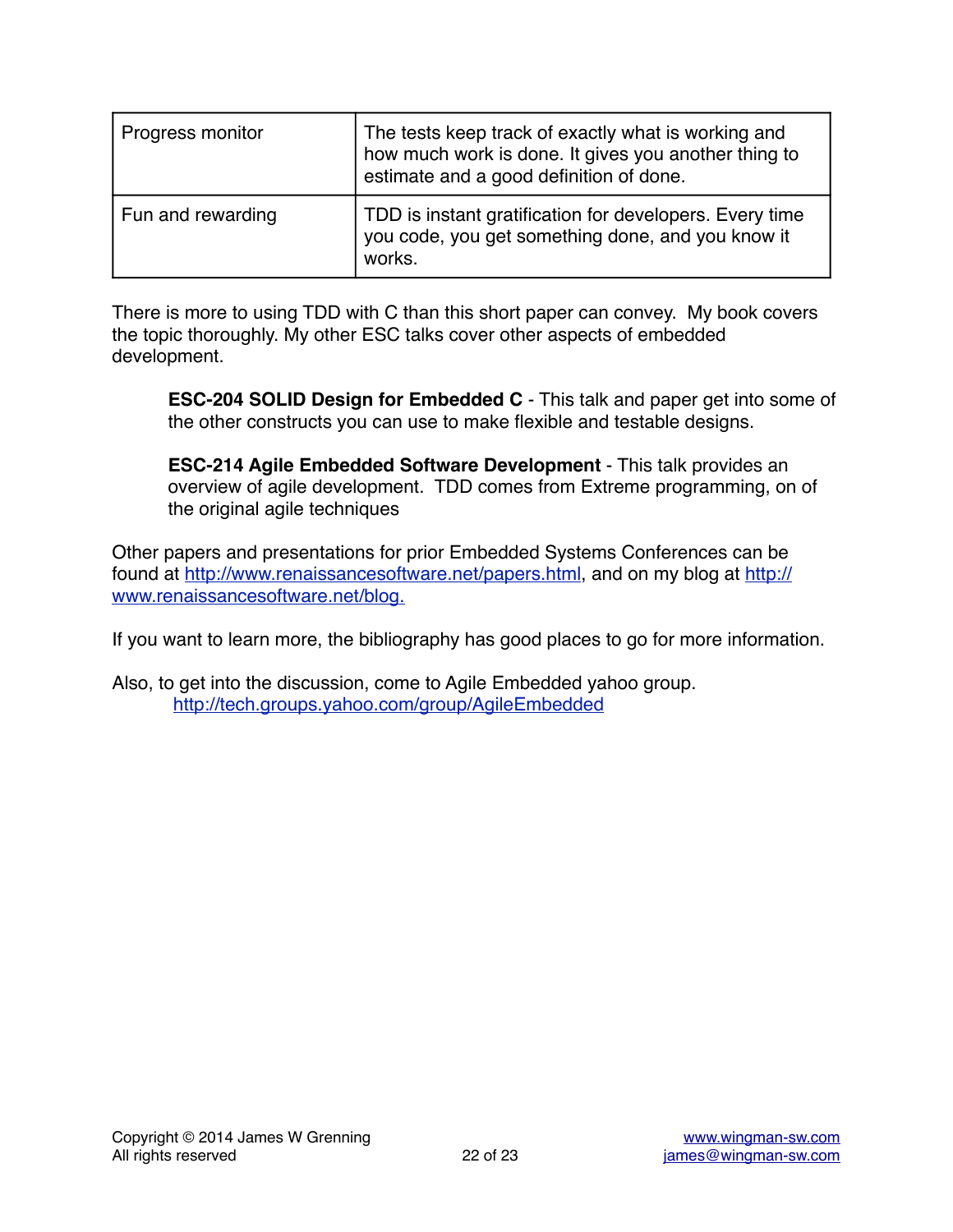| Progress monitor | The tests keep track of exactly what is working and how much work is done. It gives you another thing to estimate and a good definition of done. |
|---|---|
| Fun and rewarding | TDD is instant gratification for developers. Every time you code, you get something done, and you know it works. |

There is more to using TDD with C than this short paper can convey. My book covers the topic thoroughly. My other ESC talks cover other aspects of embedded development.

> **ESC-204 SOLID Design for Embedded C** - This talk and paper get into some of the other constructs you can use to make flexible and testable designs.
>
> **ESC-214 Agile Embedded Software Development** - This talk provides an overview of agile development. TDD comes from Extreme programming, on of the original agile techniques

Other papers and presentations for prior Embedded Systems Conferences can be found at [http://www.renaissancesoftware.net/papers.html](http://www.renaissancesoftware.net/papers.html), and on my blog at [http://www.renaissancesoftware.net/blog.](http://www.renaissancesoftware.net/blog)

If you want to learn more, the bibliography has good places to go for more information.

Also, to get into the discussion, come to Agile Embedded yahoo group.
[http://tech.groups.yahoo.com/group/AgileEmbedded](http://tech.groups.yahoo.com/group/AgileEmbedded)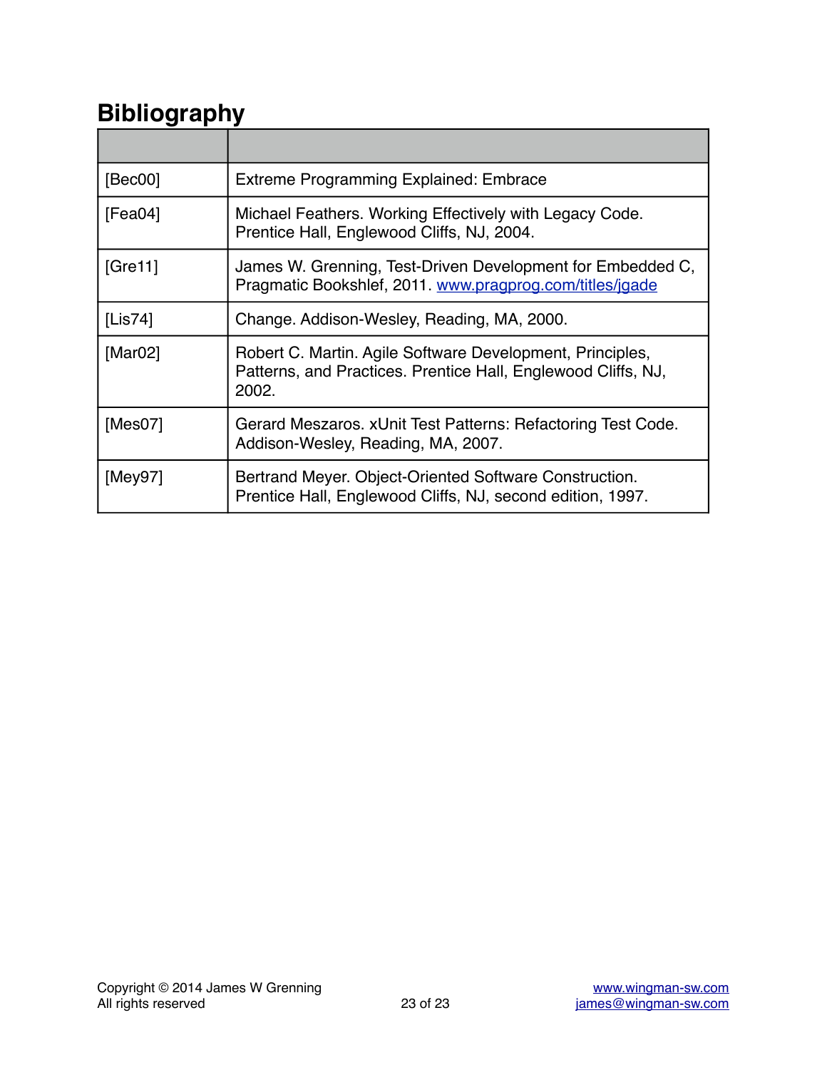# Bibliography

| | |
|---|---|
| [Bec00] | Extreme Programming Explained: Embrace |
| [Fea04] | Michael Feathers. Working Effectively with Legacy Code. Prentice Hall, Englewood Cliffs, NJ, 2004. |
| [Gre11] | James W. Grenning, Test-Driven Development for Embedded C, Pragmatic Bookshlef, 2011. www.pragprog.com/titles/jgade |
| [Lis74] | Change. Addison-Wesley, Reading, MA, 2000. |
| [Mar02] | Robert C. Martin. Agile Software Development, Principles, Patterns, and Practices. Prentice Hall, Englewood Cliffs, NJ, 2002. |
| [Mes07] | Gerard Meszaros. xUnit Test Patterns: Refactoring Test Code. Addison-Wesley, Reading, MA, 2007. |
| [Mey97] | Bertrand Meyer. Object-Oriented Software Construction. Prentice Hall, Englewood Cliffs, NJ, second edition, 1997. |